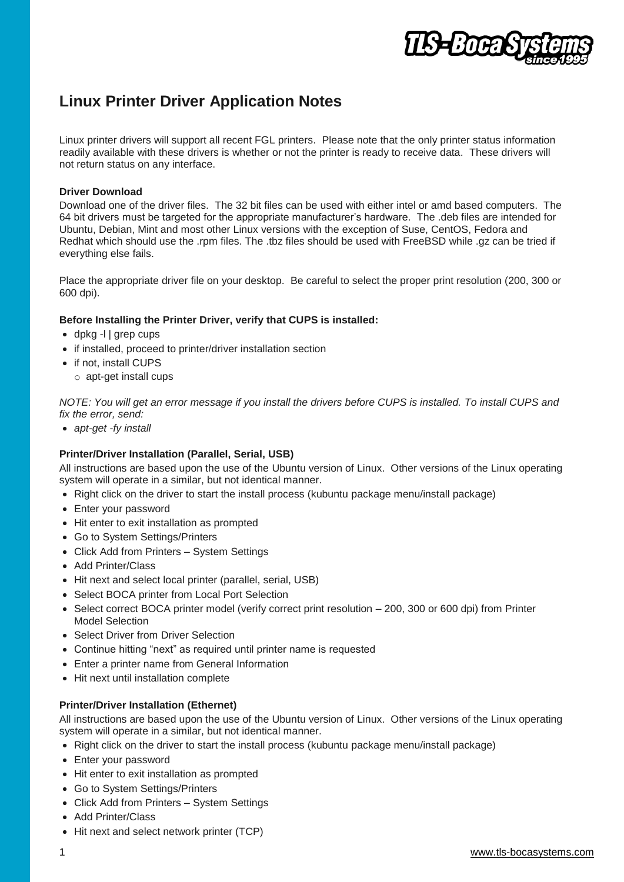# Linux Printer Driver Application Notes

Linux printer drivers will support all recent FGL printers. Please note that the only printer status information readily available with these drivers is whether or not the printer is ready to receive data. These drivers will not return status on any interface.

**Driver Download**

Download one of the driver files. The 32 bit files can be used with either intel or amd based computers. The 64 bit drivers must be targeted for the appropriate manufacturer's hardware. The .deb files are intended for Ubuntu, Debian, Mint and most other Linux versions with the exception of Suse, CentOS, Fedora and Redhat which should use the .rpm files. The .tbz files should be used with FreeBSD while .gz can be tried if everything else fails.

Place the appropriate driver file on your desktop. Be careful to select the proper print resolution (200, 300 or 600 dpi).

**Before Installing the Printer Driver, verify that CUPS is installed:**

- dpkg -l | grep cups
- if installed, proceed to printer/driver installation section
- if not, install CUPS
  - apt-get install cups

*NOTE: You will get an error message if you install the drivers before CUPS is installed. To install CUPS and fix the error, send:*

- *apt-get -fy install*

**Printer/Driver Installation (Parallel, Serial, USB)**

All instructions are based upon the use of the Ubuntu version of Linux. Other versions of the Linux operating system will operate in a similar, but not identical manner.

- Right click on the driver to start the install process (kubuntu package menu/install package)
- Enter your password
- Hit enter to exit installation as prompted
- Go to System Settings/Printers
- Click Add from Printers – System Settings
- Add Printer/Class
- Hit next and select local printer (parallel, serial, USB)
- Select BOCA printer from Local Port Selection
- Select correct BOCA printer model (verify correct print resolution – 200, 300 or 600 dpi) from Printer Model Selection
- Select Driver from Driver Selection
- Continue hitting "next" as required until printer name is requested
- Enter a printer name from General Information
- Hit next until installation complete

**Printer/Driver Installation (Ethernet)**

All instructions are based upon the use of the Ubuntu version of Linux. Other versions of the Linux operating system will operate in a similar, but not identical manner.

- Right click on the driver to start the install process (kubuntu package menu/install package)
- Enter your password
- Hit enter to exit installation as prompted
- Go to System Settings/Printers
- Click Add from Printers – System Settings
- Add Printer/Class
- Hit next and select network printer (TCP)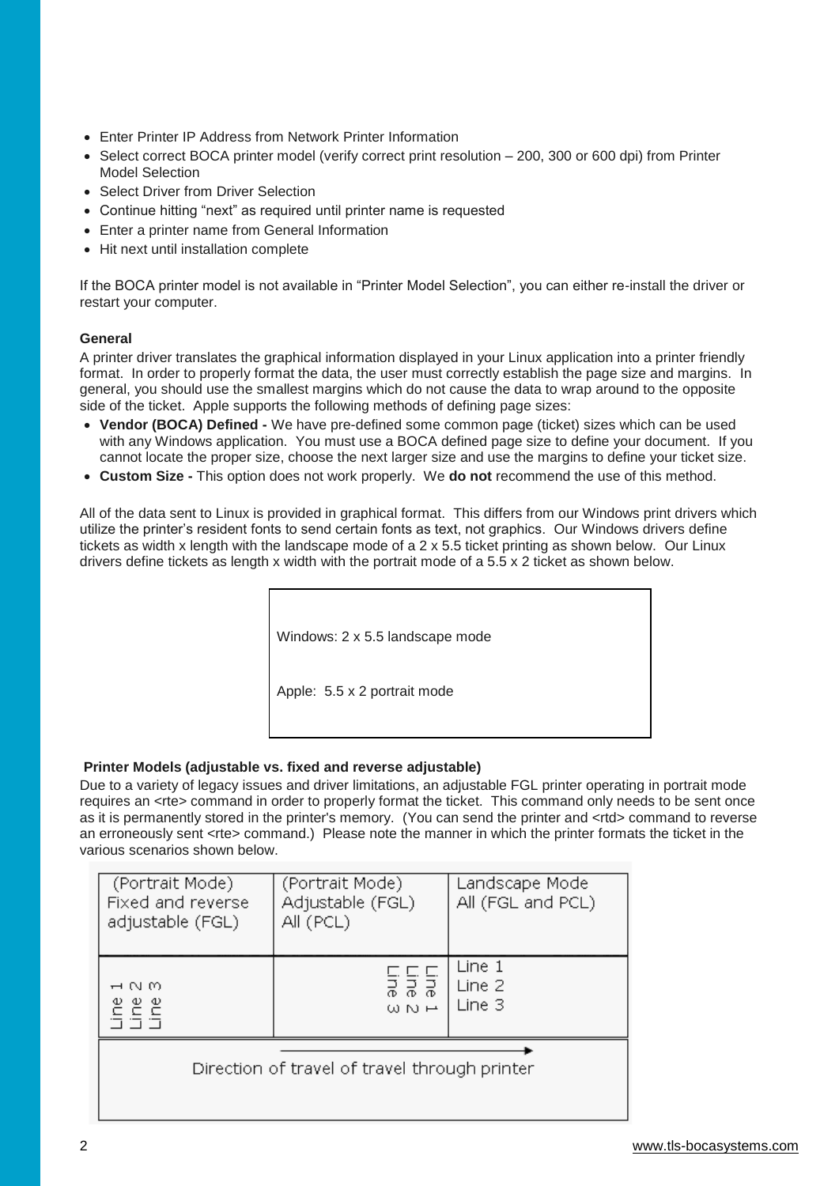- Enter Printer IP Address from Network Printer Information
- Select correct BOCA printer model (verify correct print resolution – 200, 300 or 600 dpi) from Printer Model Selection
- Select Driver from Driver Selection
- Continue hitting "next" as required until printer name is requested
- Enter a printer name from General Information
- Hit next until installation complete

If the BOCA printer model is not available in "Printer Model Selection", you can either re-install the driver or restart your computer.

**General**

A printer driver translates the graphical information displayed in your Linux application into a printer friendly format. In order to properly format the data, the user must correctly establish the page size and margins. In general, you should use the smallest margins which do not cause the data to wrap around to the opposite side of the ticket. Apple supports the following methods of defining page sizes:

- **Vendor (BOCA) Defined -** We have pre-defined some common page (ticket) sizes which can be used with any Windows application. You must use a BOCA defined page size to define your document. If you cannot locate the proper size, choose the next larger size and use the margins to define your ticket size.
- **Custom Size -** This option does not work properly. We **do not** recommend the use of this method.

All of the data sent to Linux is provided in graphical format. This differs from our Windows print drivers which utilize the printer's resident fonts to send certain fonts as text, not graphics. Our Windows drivers define tickets as width x length with the landscape mode of a 2 x 5.5 ticket printing as shown below. Our Linux drivers define tickets as length x width with the portrait mode of a 5.5 x 2 ticket as shown below.

Windows: 2 x 5.5 landscape mode

Apple: 5.5 x 2 portrait mode

**Printer Models (adjustable vs. fixed and reverse adjustable)**

Due to a variety of legacy issues and driver limitations, an adjustable FGL printer operating in portrait mode requires an <rte> command in order to properly format the ticket. This command only needs to be sent once as it is permanently stored in the printer's memory. (You can send the printer and <rtd> command to reverse an erroneously sent <rte> command.) Please note the manner in which the printer formats the ticket in the various scenarios shown below.

| (Portrait Mode) Fixed and reverse adjustable (FGL) | (Portrait Mode) Adjustable (FGL) All (PCL) | Landscape Mode All (FGL and PCL) |
|---|---|---|
| Line 1 Line 2 Line 3 | Line 1 Line 2 Line 3 | Line 1 Line 2 Line 3 |
| Direction of travel of travel through printer → | | |